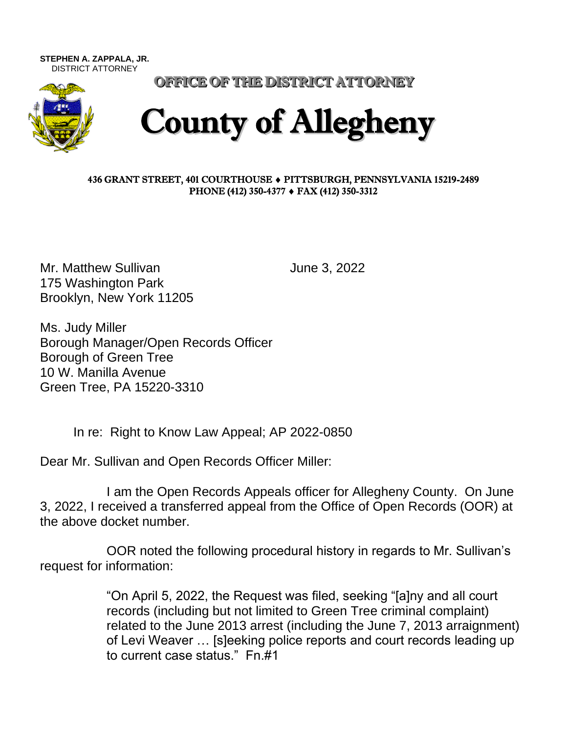**STEPHEN A. ZAPPALA, JR.**
DISTRICT ATTORNEY

**OFFICE OF THE DISTRICT ATTORNEY**

# County of Allegheny

**436 GRANT STREET, 401 COURTHOUSE ♦ PITTSBURGH, PENNSYLVANIA 15219-2489**
**PHONE (412) 350-4377 ♦ FAX (412) 350-3312**

Mr. Matthew Sullivan
175 Washington Park
Brooklyn, New York 11205

June 3, 2022

Ms. Judy Miller
Borough Manager/Open Records Officer
Borough of Green Tree
10 W. Manilla Avenue
Green Tree, PA 15220-3310

In re: Right to Know Law Appeal; AP 2022-0850

Dear Mr. Sullivan and Open Records Officer Miller:

I am the Open Records Appeals officer for Allegheny County. On June 3, 2022, I received a transferred appeal from the Office of Open Records (OOR) at the above docket number.

OOR noted the following procedural history in regards to Mr. Sullivan's request for information:

> "On April 5, 2022, the Request was filed, seeking "[a]ny and all court records (including but not limited to Green Tree criminal complaint) related to the June 2013 arrest (including the June 7, 2013 arraignment) of Levi Weaver … [s]eeking police reports and court records leading up to current case status." Fn.#1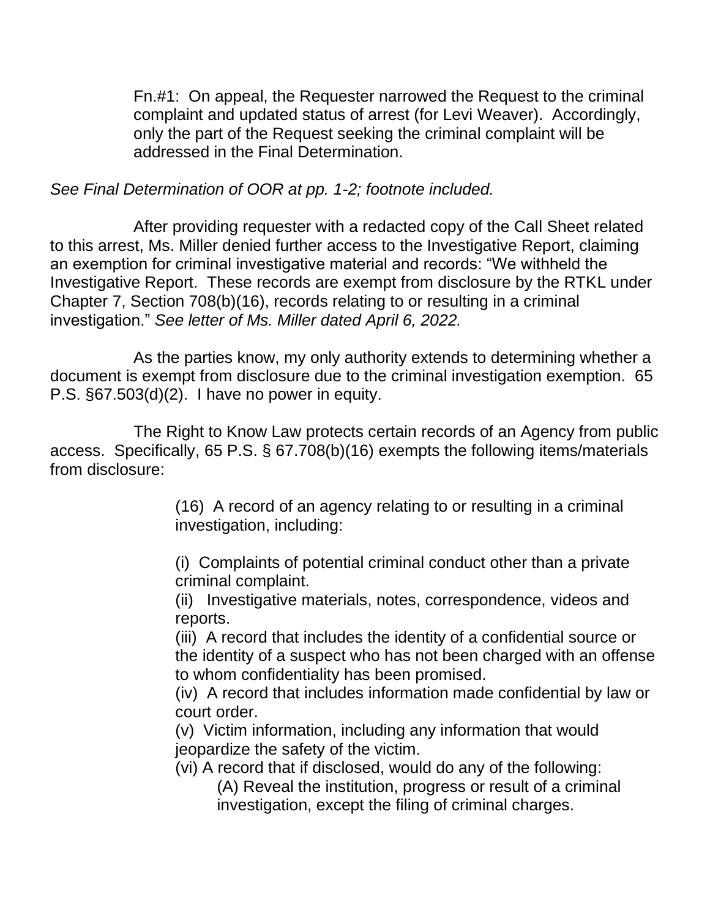> Fn.#1: On appeal, the Requester narrowed the Request to the criminal complaint and updated status of arrest (for Levi Weaver). Accordingly, only the part of the Request seeking the criminal complaint will be addressed in the Final Determination.

*See Final Determination of OOR at pp. 1-2; footnote included.*

After providing requester with a redacted copy of the Call Sheet related to this arrest, Ms. Miller denied further access to the Investigative Report, claiming an exemption for criminal investigative material and records: "We withheld the Investigative Report. These records are exempt from disclosure by the RTKL under Chapter 7, Section 708(b)(16), records relating to or resulting in a criminal investigation." *See letter of Ms. Miller dated April 6, 2022.*

As the parties know, my only authority extends to determining whether a document is exempt from disclosure due to the criminal investigation exemption. 65 P.S. §67.503(d)(2). I have no power in equity.

The Right to Know Law protects certain records of an Agency from public access. Specifically, 65 P.S. § 67.708(b)(16) exempts the following items/materials from disclosure:

> (16) A record of an agency relating to or resulting in a criminal investigation, including:
>
> (i) Complaints of potential criminal conduct other than a private criminal complaint.
> (ii) Investigative materials, notes, correspondence, videos and reports.
> (iii) A record that includes the identity of a confidential source or the identity of a suspect who has not been charged with an offense to whom confidentiality has been promised.
> (iv) A record that includes information made confidential by law or court order.
> (v) Victim information, including any information that would jeopardize the safety of the victim.
> (vi) A record that if disclosed, would do any of the following:
>
> > (A) Reveal the institution, progress or result of a criminal investigation, except the filing of criminal charges.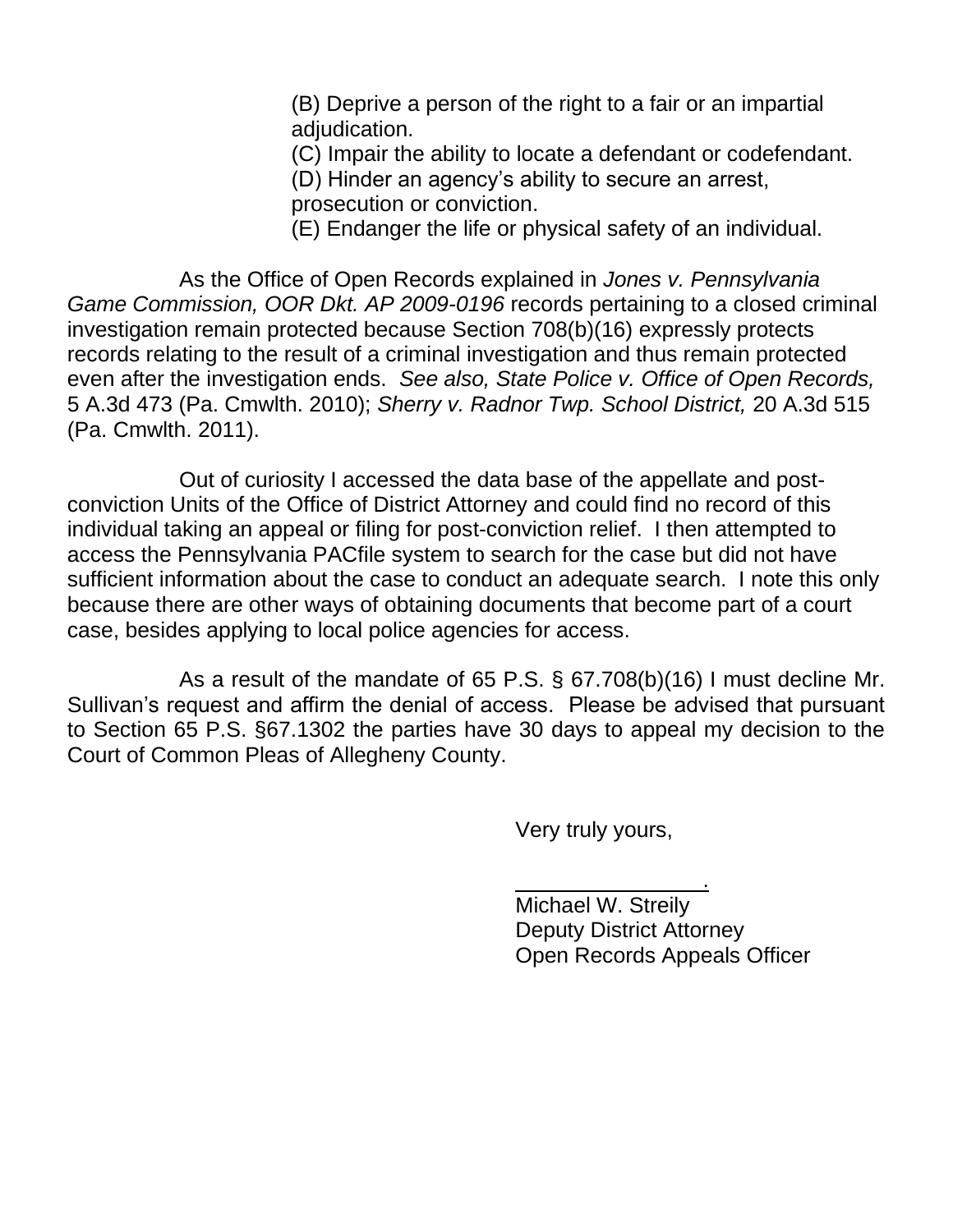(B) Deprive a person of the right to a fair or an impartial adjudication.
(C) Impair the ability to locate a defendant or codefendant.
(D) Hinder an agency's ability to secure an arrest, prosecution or conviction.
(E) Endanger the life or physical safety of an individual.

As the Office of Open Records explained in *Jones v. Pennsylvania Game Commission, OOR Dkt. AP 2009-0196* records pertaining to a closed criminal investigation remain protected because Section 708(b)(16) expressly protects records relating to the result of a criminal investigation and thus remain protected even after the investigation ends. *See also, State Police v. Office of Open Records,* 5 A.3d 473 (Pa. Cmwlth. 2010); *Sherry v. Radnor Twp. School District,* 20 A.3d 515 (Pa. Cmwlth. 2011).

Out of curiosity I accessed the data base of the appellate and post-conviction Units of the Office of District Attorney and could find no record of this individual taking an appeal or filing for post-conviction relief. I then attempted to access the Pennsylvania PACfile system to search for the case but did not have sufficient information about the case to conduct an adequate search. I note this only because there are other ways of obtaining documents that become part of a court case, besides applying to local police agencies for access.

As a result of the mandate of 65 P.S. § 67.708(b)(16) I must decline Mr. Sullivan's request and affirm the denial of access. Please be advised that pursuant to Section 65 P.S. §67.1302 the parties have 30 days to appeal my decision to the Court of Common Pleas of Allegheny County.

Very truly yours,

\_\_\_\_\_\_\_\_\_\_\_\_\_\_\_\_.

Michael W. Streily
Deputy District Attorney
Open Records Appeals Officer